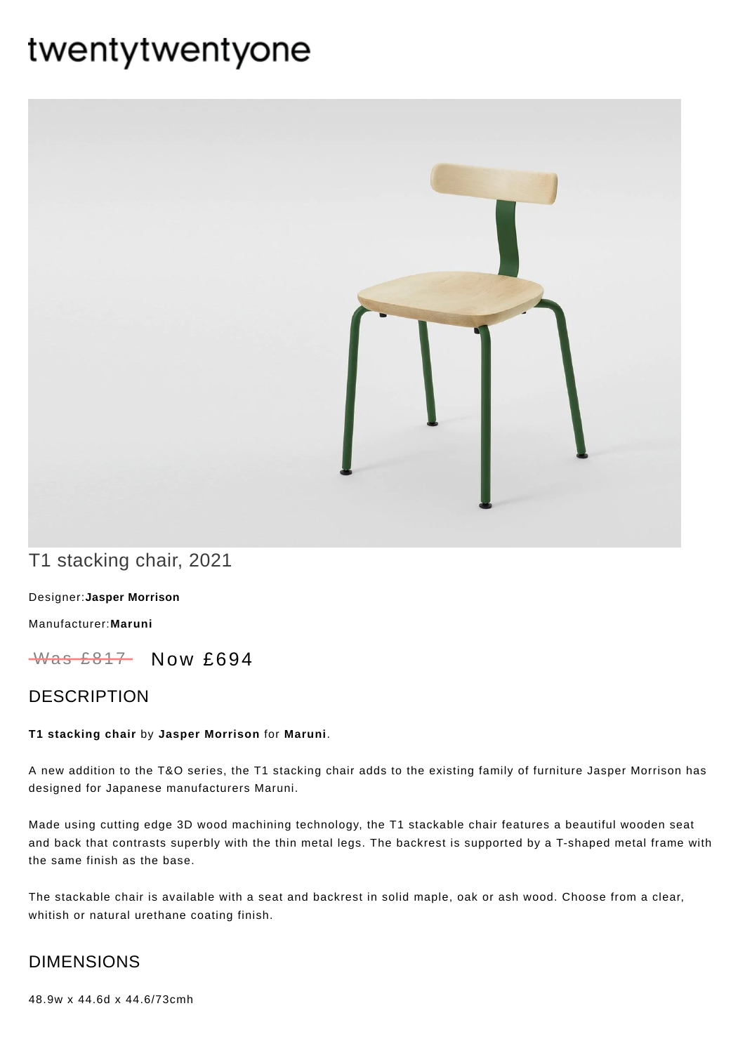# twentytwentyone

## T1 stacking chair, 2021

Designer:**Jasper Morrison**

Manufacturer:**Maruni**

~~Was £817~~ Now £694

## DESCRIPTION

**T1 stacking chair** by **Jasper Morrison** for **Maruni**.

A new addition to the T&O series, the T1 stacking chair adds to the existing family of furniture Jasper Morrison has designed for Japanese manufacturers Maruni.

Made using cutting edge 3D wood machining technology, the T1 stackable chair features a beautiful wooden seat and back that contrasts superbly with the thin metal legs. The backrest is supported by a T-shaped metal frame with the same finish as the base.

The stackable chair is available with a seat and backrest in solid maple, oak or ash wood. Choose from a clear, whitish or natural urethane coating finish.

## DIMENSIONS

48.9w x 44.6d x 44.6/73cmh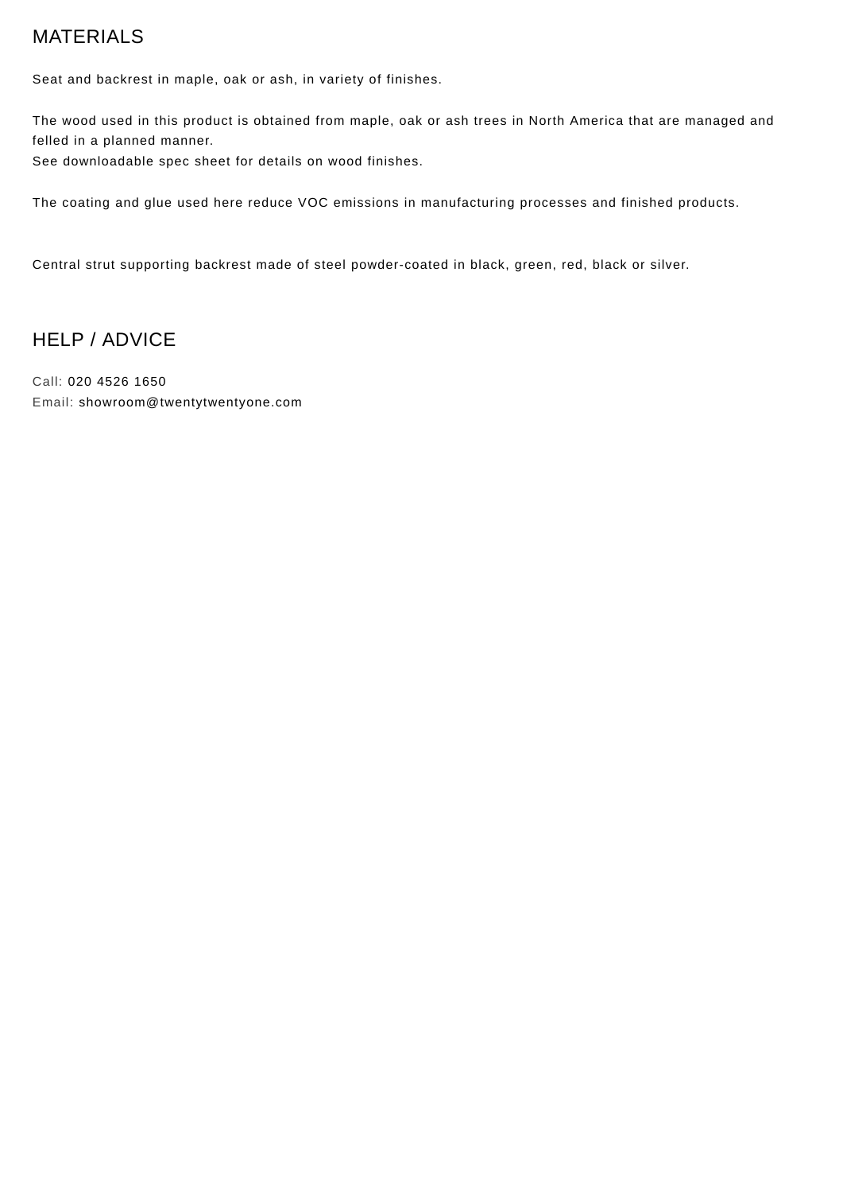## MATERIALS

Seat and backrest in maple, oak or ash, in variety of finishes.

The wood used in this product is obtained from maple, oak or ash trees in North America that are managed and felled in a planned manner.
See downloadable spec sheet for details on wood finishes.

The coating and glue used here reduce VOC emissions in manufacturing processes and finished products.

Central strut supporting backrest made of steel powder-coated in black, green, red, black or silver.

## HELP / ADVICE

Call: 020 4526 1650
Email: showroom@twentytwentyone.com